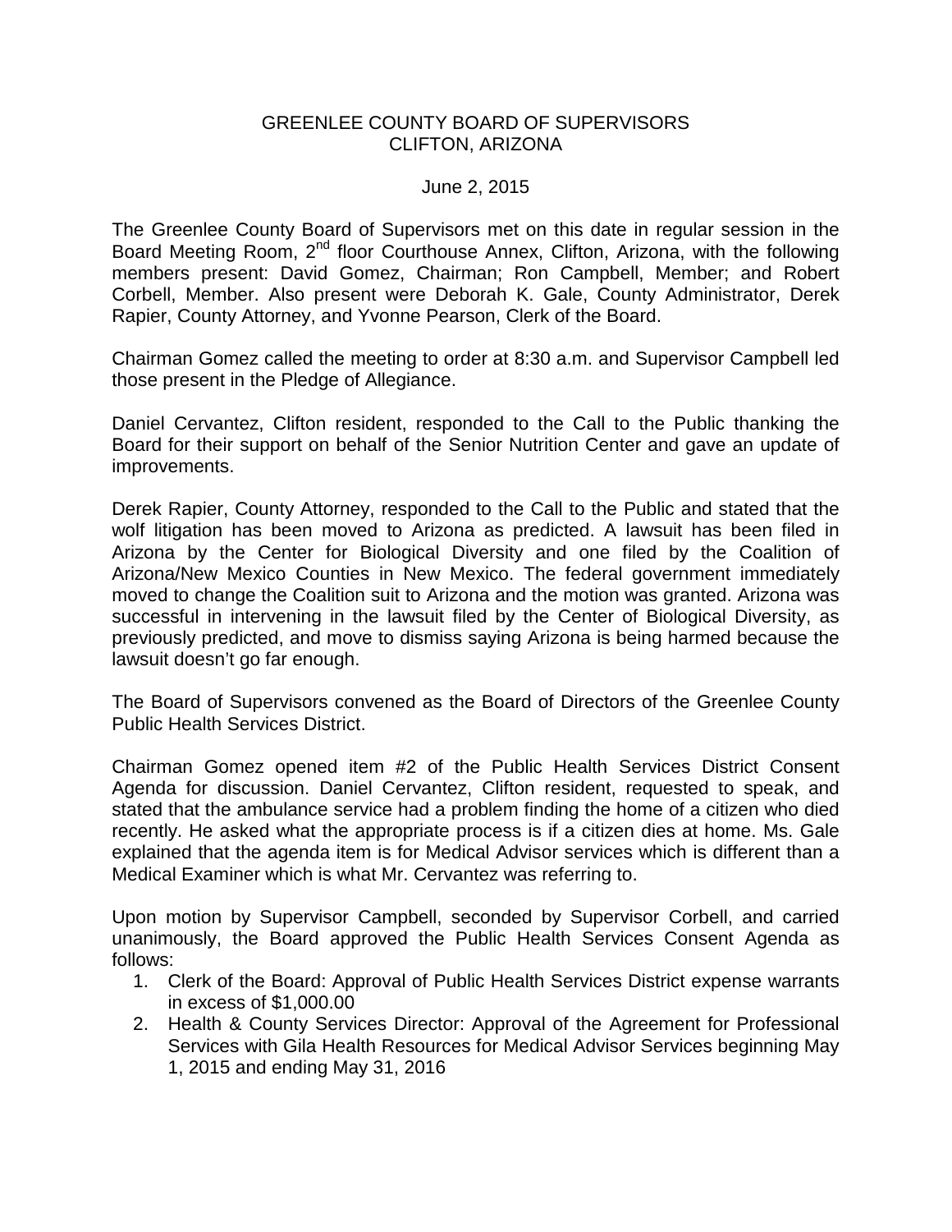# GREENLEE COUNTY BOARD OF SUPERVISORS
## CLIFTON, ARIZONA

June 2, 2015

The Greenlee County Board of Supervisors met on this date in regular session in the Board Meeting Room, 2nd floor Courthouse Annex, Clifton, Arizona, with the following members present: David Gomez, Chairman; Ron Campbell, Member; and Robert Corbell, Member. Also present were Deborah K. Gale, County Administrator, Derek Rapier, County Attorney, and Yvonne Pearson, Clerk of the Board.

Chairman Gomez called the meeting to order at 8:30 a.m. and Supervisor Campbell led those present in the Pledge of Allegiance.

Daniel Cervantez, Clifton resident, responded to the Call to the Public thanking the Board for their support on behalf of the Senior Nutrition Center and gave an update of improvements.

Derek Rapier, County Attorney, responded to the Call to the Public and stated that the wolf litigation has been moved to Arizona as predicted. A lawsuit has been filed in Arizona by the Center for Biological Diversity and one filed by the Coalition of Arizona/New Mexico Counties in New Mexico. The federal government immediately moved to change the Coalition suit to Arizona and the motion was granted. Arizona was successful in intervening in the lawsuit filed by the Center of Biological Diversity, as previously predicted, and move to dismiss saying Arizona is being harmed because the lawsuit doesn't go far enough.

The Board of Supervisors convened as the Board of Directors of the Greenlee County Public Health Services District.

Chairman Gomez opened item #2 of the Public Health Services District Consent Agenda for discussion. Daniel Cervantez, Clifton resident, requested to speak, and stated that the ambulance service had a problem finding the home of a citizen who died recently. He asked what the appropriate process is if a citizen dies at home. Ms. Gale explained that the agenda item is for Medical Advisor services which is different than a Medical Examiner which is what Mr. Cervantez was referring to.

Upon motion by Supervisor Campbell, seconded by Supervisor Corbell, and carried unanimously, the Board approved the Public Health Services Consent Agenda as follows:

1. Clerk of the Board: Approval of Public Health Services District expense warrants in excess of $1,000.00
2. Health & County Services Director: Approval of the Agreement for Professional Services with Gila Health Resources for Medical Advisor Services beginning May 1, 2015 and ending May 31, 2016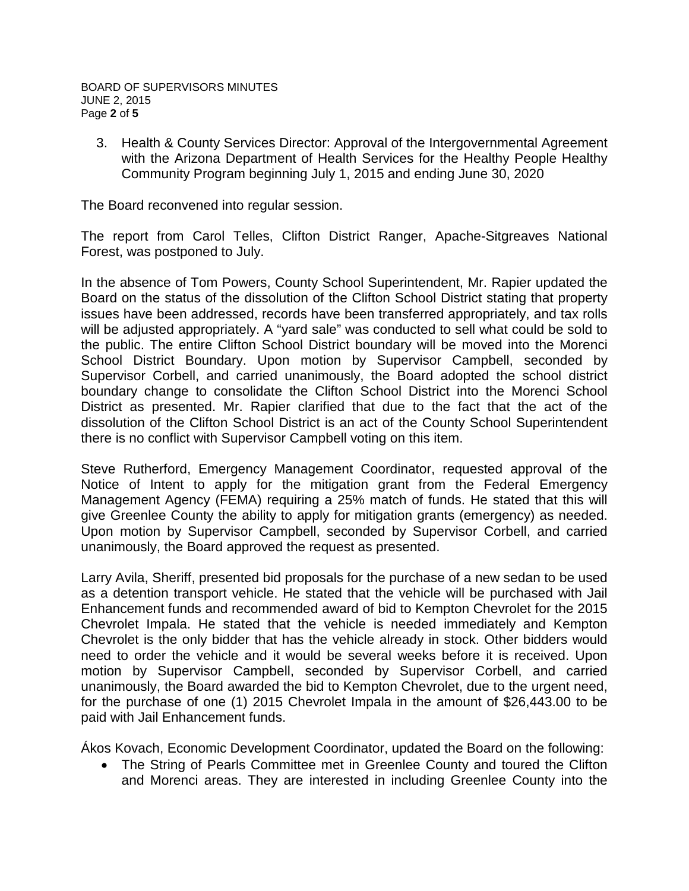3. Health & County Services Director: Approval of the Intergovernmental Agreement with the Arizona Department of Health Services for the Healthy People Healthy Community Program beginning July 1, 2015 and ending June 30, 2020

The Board reconvened into regular session.

The report from Carol Telles, Clifton District Ranger, Apache-Sitgreaves National Forest, was postponed to July.

In the absence of Tom Powers, County School Superintendent, Mr. Rapier updated the Board on the status of the dissolution of the Clifton School District stating that property issues have been addressed, records have been transferred appropriately, and tax rolls will be adjusted appropriately. A "yard sale" was conducted to sell what could be sold to the public. The entire Clifton School District boundary will be moved into the Morenci School District Boundary. Upon motion by Supervisor Campbell, seconded by Supervisor Corbell, and carried unanimously, the Board adopted the school district boundary change to consolidate the Clifton School District into the Morenci School District as presented. Mr. Rapier clarified that due to the fact that the act of the dissolution of the Clifton School District is an act of the County School Superintendent there is no conflict with Supervisor Campbell voting on this item.

Steve Rutherford, Emergency Management Coordinator, requested approval of the Notice of Intent to apply for the mitigation grant from the Federal Emergency Management Agency (FEMA) requiring a 25% match of funds. He stated that this will give Greenlee County the ability to apply for mitigation grants (emergency) as needed. Upon motion by Supervisor Campbell, seconded by Supervisor Corbell, and carried unanimously, the Board approved the request as presented.

Larry Avila, Sheriff, presented bid proposals for the purchase of a new sedan to be used as a detention transport vehicle. He stated that the vehicle will be purchased with Jail Enhancement funds and recommended award of bid to Kempton Chevrolet for the 2015 Chevrolet Impala. He stated that the vehicle is needed immediately and Kempton Chevrolet is the only bidder that has the vehicle already in stock. Other bidders would need to order the vehicle and it would be several weeks before it is received. Upon motion by Supervisor Campbell, seconded by Supervisor Corbell, and carried unanimously, the Board awarded the bid to Kempton Chevrolet, due to the urgent need, for the purchase of one (1) 2015 Chevrolet Impala in the amount of $26,443.00 to be paid with Jail Enhancement funds.

Ákos Kovach, Economic Development Coordinator, updated the Board on the following:

- The String of Pearls Committee met in Greenlee County and toured the Clifton and Morenci areas. They are interested in including Greenlee County into the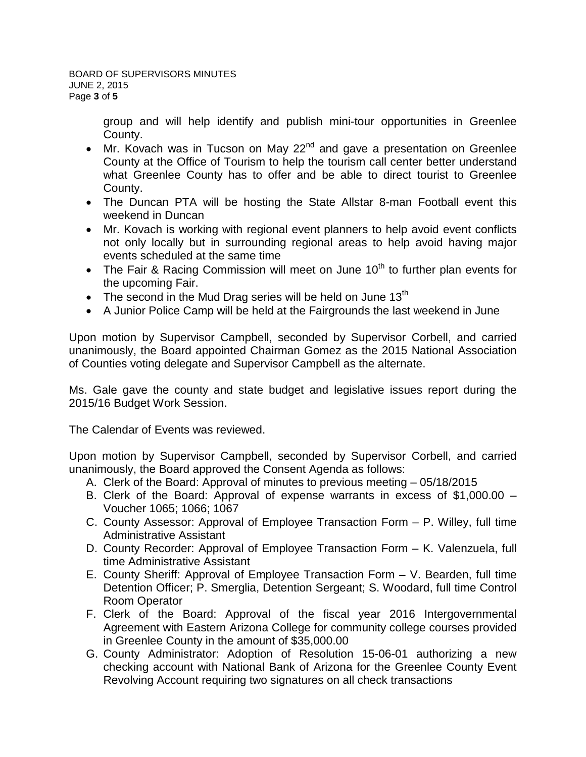group and will help identify and publish mini-tour opportunities in Greenlee County.

- Mr. Kovach was in Tucson on May 22nd and gave a presentation on Greenlee County at the Office of Tourism to help the tourism call center better understand what Greenlee County has to offer and be able to direct tourist to Greenlee County.
- The Duncan PTA will be hosting the State Allstar 8-man Football event this weekend in Duncan
- Mr. Kovach is working with regional event planners to help avoid event conflicts not only locally but in surrounding regional areas to help avoid having major events scheduled at the same time
- The Fair & Racing Commission will meet on June 10th to further plan events for the upcoming Fair.
- The second in the Mud Drag series will be held on June 13th
- A Junior Police Camp will be held at the Fairgrounds the last weekend in June

Upon motion by Supervisor Campbell, seconded by Supervisor Corbell, and carried unanimously, the Board appointed Chairman Gomez as the 2015 National Association of Counties voting delegate and Supervisor Campbell as the alternate.

Ms. Gale gave the county and state budget and legislative issues report during the 2015/16 Budget Work Session.

The Calendar of Events was reviewed.

Upon motion by Supervisor Campbell, seconded by Supervisor Corbell, and carried unanimously, the Board approved the Consent Agenda as follows:

A. Clerk of the Board: Approval of minutes to previous meeting – 05/18/2015
B. Clerk of the Board: Approval of expense warrants in excess of $1,000.00 – Voucher 1065; 1066; 1067
C. County Assessor: Approval of Employee Transaction Form – P. Willey, full time Administrative Assistant
D. County Recorder: Approval of Employee Transaction Form – K. Valenzuela, full time Administrative Assistant
E. County Sheriff: Approval of Employee Transaction Form – V. Bearden, full time Detention Officer; P. Smerglia, Detention Sergeant; S. Woodard, full time Control Room Operator
F. Clerk of the Board: Approval of the fiscal year 2016 Intergovernmental Agreement with Eastern Arizona College for community college courses provided in Greenlee County in the amount of $35,000.00
G. County Administrator: Adoption of Resolution 15-06-01 authorizing a new checking account with National Bank of Arizona for the Greenlee County Event Revolving Account requiring two signatures on all check transactions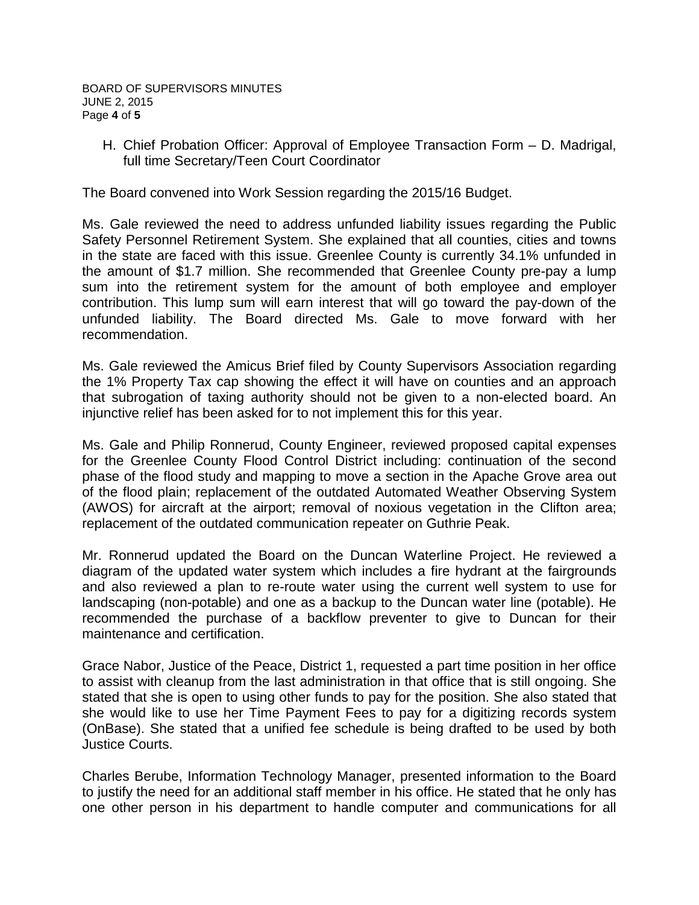H. Chief Probation Officer: Approval of Employee Transaction Form – D. Madrigal, full time Secretary/Teen Court Coordinator

The Board convened into Work Session regarding the 2015/16 Budget.

Ms. Gale reviewed the need to address unfunded liability issues regarding the Public Safety Personnel Retirement System. She explained that all counties, cities and towns in the state are faced with this issue. Greenlee County is currently 34.1% unfunded in the amount of $1.7 million. She recommended that Greenlee County pre-pay a lump sum into the retirement system for the amount of both employee and employer contribution. This lump sum will earn interest that will go toward the pay-down of the unfunded liability. The Board directed Ms. Gale to move forward with her recommendation.

Ms. Gale reviewed the Amicus Brief filed by County Supervisors Association regarding the 1% Property Tax cap showing the effect it will have on counties and an approach that subrogation of taxing authority should not be given to a non-elected board. An injunctive relief has been asked for to not implement this for this year.

Ms. Gale and Philip Ronnerud, County Engineer, reviewed proposed capital expenses for the Greenlee County Flood Control District including: continuation of the second phase of the flood study and mapping to move a section in the Apache Grove area out of the flood plain; replacement of the outdated Automated Weather Observing System (AWOS) for aircraft at the airport; removal of noxious vegetation in the Clifton area; replacement of the outdated communication repeater on Guthrie Peak.

Mr. Ronnerud updated the Board on the Duncan Waterline Project. He reviewed a diagram of the updated water system which includes a fire hydrant at the fairgrounds and also reviewed a plan to re-route water using the current well system to use for landscaping (non-potable) and one as a backup to the Duncan water line (potable). He recommended the purchase of a backflow preventer to give to Duncan for their maintenance and certification.

Grace Nabor, Justice of the Peace, District 1, requested a part time position in her office to assist with cleanup from the last administration in that office that is still ongoing. She stated that she is open to using other funds to pay for the position. She also stated that she would like to use her Time Payment Fees to pay for a digitizing records system (OnBase). She stated that a unified fee schedule is being drafted to be used by both Justice Courts.

Charles Berube, Information Technology Manager, presented information to the Board to justify the need for an additional staff member in his office. He stated that he only has one other person in his department to handle computer and communications for all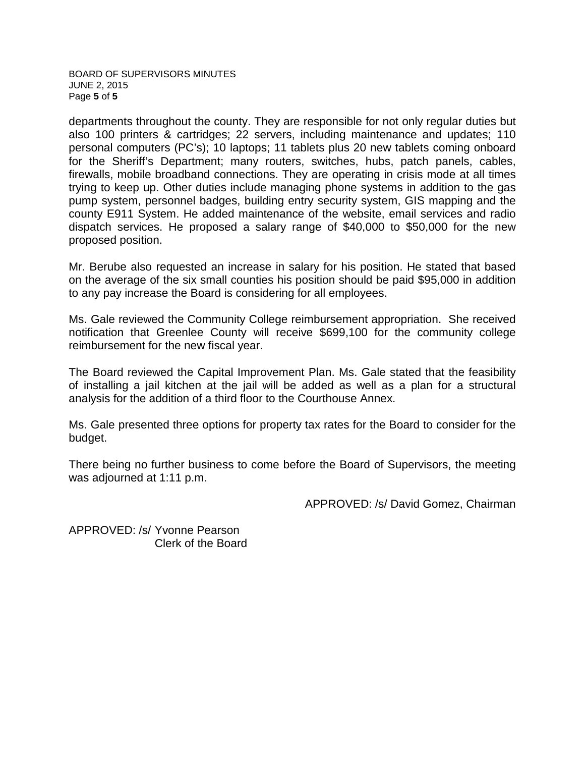departments throughout the county. They are responsible for not only regular duties but also 100 printers & cartridges; 22 servers, including maintenance and updates; 110 personal computers (PC's); 10 laptops; 11 tablets plus 20 new tablets coming onboard for the Sheriff's Department; many routers, switches, hubs, patch panels, cables, firewalls, mobile broadband connections. They are operating in crisis mode at all times trying to keep up. Other duties include managing phone systems in addition to the gas pump system, personnel badges, building entry security system, GIS mapping and the county E911 System. He added maintenance of the website, email services and radio dispatch services. He proposed a salary range of $40,000 to $50,000 for the new proposed position.

Mr. Berube also requested an increase in salary for his position. He stated that based on the average of the six small counties his position should be paid $95,000 in addition to any pay increase the Board is considering for all employees.

Ms. Gale reviewed the Community College reimbursement appropriation. She received notification that Greenlee County will receive $699,100 for the community college reimbursement for the new fiscal year.

The Board reviewed the Capital Improvement Plan. Ms. Gale stated that the feasibility of installing a jail kitchen at the jail will be added as well as a plan for a structural analysis for the addition of a third floor to the Courthouse Annex.

Ms. Gale presented three options for property tax rates for the Board to consider for the budget.

There being no further business to come before the Board of Supervisors, the meeting was adjourned at 1:11 p.m.

APPROVED: /s/ David Gomez, Chairman

APPROVED: /s/ Yvonne Pearson
Clerk of the Board